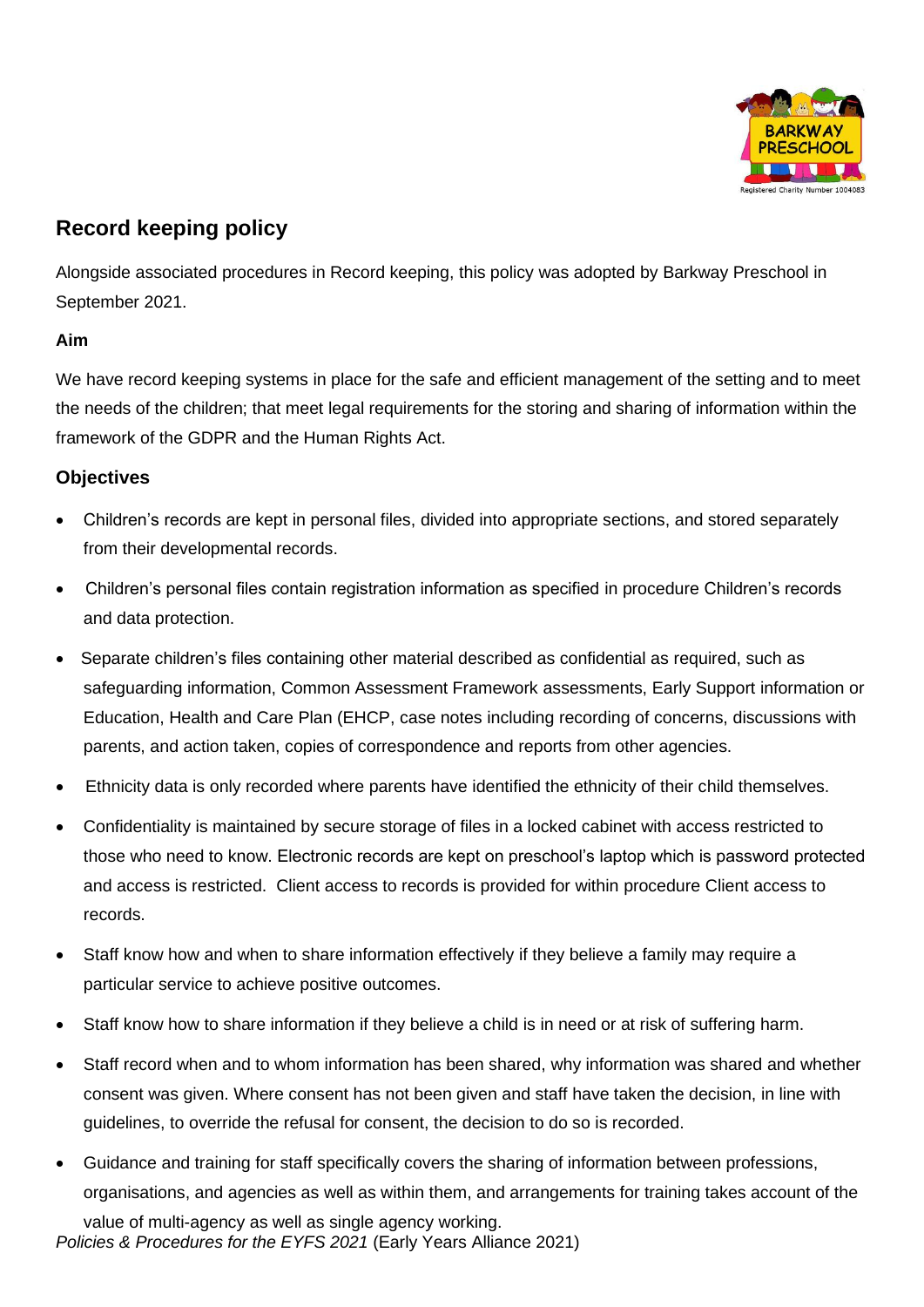## Record keeping policy

Alongside associated procedures in Record keeping, this policy was adopted by Barkway Preschool in September 2021.

### Aim

We have record keeping systems in place for the safe and efficient management of the setting and to meet the needs of the children; that meet legal requirements for the storing and sharing of information within the framework of the GDPR and the Human Rights Act.

### Objectives

- Children's records are kept in personal files, divided into appropriate sections, and stored separately from their developmental records.
- Children's personal files contain registration information as specified in procedure Children's records and data protection.
- Separate children's files containing other material described as confidential as required, such as safeguarding information, Common Assessment Framework assessments, Early Support information or Education, Health and Care Plan (EHCP, case notes including recording of concerns, discussions with parents, and action taken, copies of correspondence and reports from other agencies.
- Ethnicity data is only recorded where parents have identified the ethnicity of their child themselves.
- Confidentiality is maintained by secure storage of files in a locked cabinet with access restricted to those who need to know. Electronic records are kept on preschool's laptop which is password protected and access is restricted. Client access to records is provided for within procedure Client access to records.
- Staff know how and when to share information effectively if they believe a family may require a particular service to achieve positive outcomes.
- Staff know how to share information if they believe a child is in need or at risk of suffering harm.
- Staff record when and to whom information has been shared, why information was shared and whether consent was given. Where consent has not been given and staff have taken the decision, in line with guidelines, to override the refusal for consent, the decision to do so is recorded.
- Guidance and training for staff specifically covers the sharing of information between professions, organisations, and agencies as well as within them, and arrangements for training takes account of the value of multi-agency as well as single agency working.

*Policies & Procedures for the EYFS 2021* (Early Years Alliance 2021)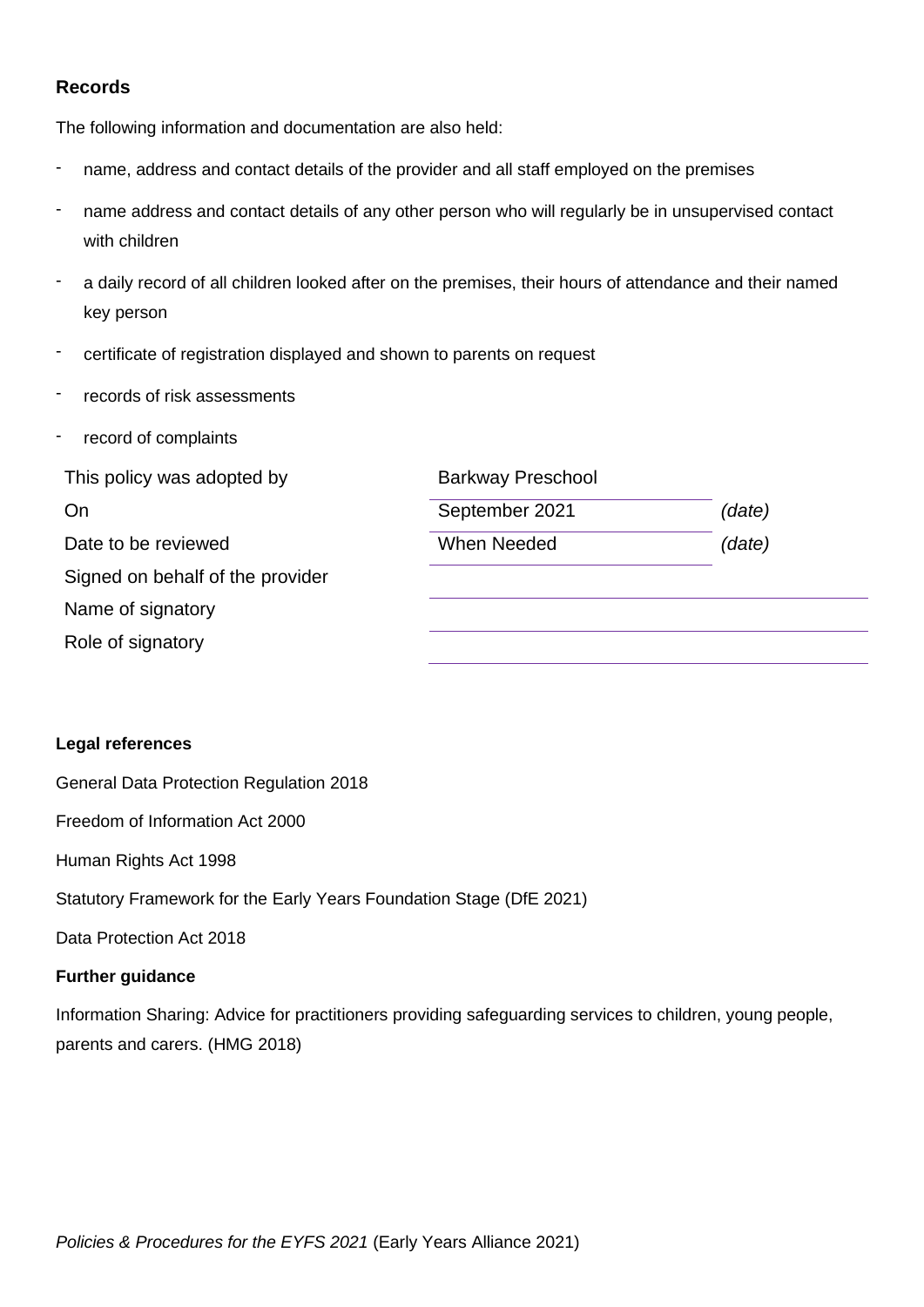### Records

The following information and documentation are also held:

- name, address and contact details of the provider and all staff employed on the premises
- name address and contact details of any other person who will regularly be in unsupervised contact with children
- a daily record of all children looked after on the premises, their hours of attendance and their named key person
- certificate of registration displayed and shown to parents on request
- records of risk assessments
- record of complaints

| | | |
|---|---|---|
| This policy was adopted by | Barkway Preschool | |
| On | September 2021 | *(date)* |
| Date to be reviewed | When Needed | *(date)* |
| Signed on behalf of the provider | | |
| Name of signatory | | |
| Role of signatory | | |

**Legal references**

General Data Protection Regulation 2018

Freedom of Information Act 2000

Human Rights Act 1998

Statutory Framework for the Early Years Foundation Stage (DfE 2021)

Data Protection Act 2018

**Further guidance**

Information Sharing: Advice for practitioners providing safeguarding services to children, young people, parents and carers. (HMG 2018)

*Policies & Procedures for the EYFS 2021* (Early Years Alliance 2021)